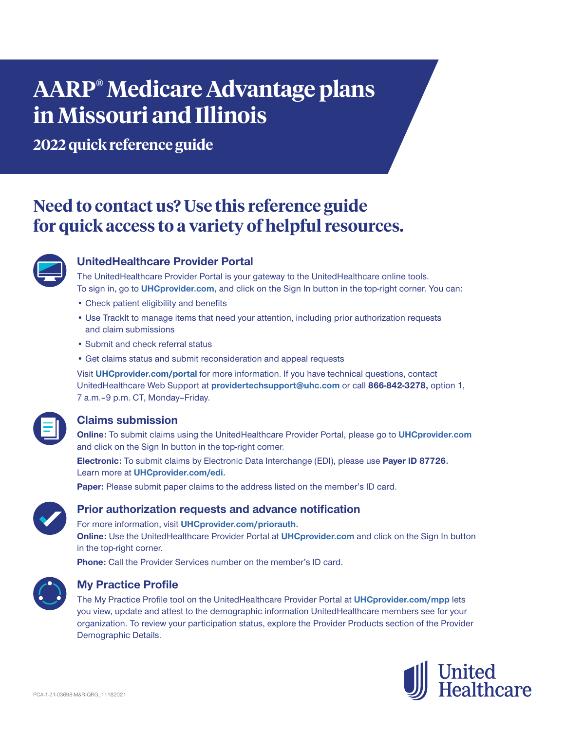# AARP® Medicare Advantage plans in Missouri and Illinois

## 2022 quick reference guide

## Need to contact us? Use this reference guide for quick access to a variety of helpful resources.

### UnitedHealthcare Provider Portal

The UnitedHealthcare Provider Portal is your gateway to the UnitedHealthcare online tools. To sign in, go to **UHCprovider.com,** and click on the Sign In button in the top-right corner. You can:

- Check patient eligibility and benefits
- Use TrackIt to manage items that need your attention, including prior authorization requests and claim submissions
- Submit and check referral status
- Get claims status and submit reconsideration and appeal requests

Visit **UHCprovider.com/portal** for more information. If you have technical questions, contact UnitedHealthcare Web Support at **providertechsupport@uhc.com** or call **866-842-3278,** option 1, 7 a.m.–9 p.m. CT, Monday–Friday.

### Claims submission

**Online:** To submit claims using the UnitedHealthcare Provider Portal, please go to **UHCprovider.com** and click on the Sign In button in the top-right corner.

**Electronic:** To submit claims by Electronic Data Interchange (EDI), please use **Payer ID 87726.** Learn more at **UHCprovider.com/edi.**

**Paper:** Please submit paper claims to the address listed on the member's ID card.

### Prior authorization requests and advance notification

For more information, visit **UHCprovider.com/priorauth.**

**Online:** Use the UnitedHealthcare Provider Portal at **UHCprovider.com** and click on the Sign In button in the top-right corner.

**Phone:** Call the Provider Services number on the member's ID card.

### My Practice Profile

The My Practice Profile tool on the UnitedHealthcare Provider Portal at **UHCprovider.com/mpp** lets you view, update and attest to the demographic information UnitedHealthcare members see for your organization. To review your participation status, explore the Provider Products section of the Provider Demographic Details.

PCA-1-21-03698-M&R-QRG_11182021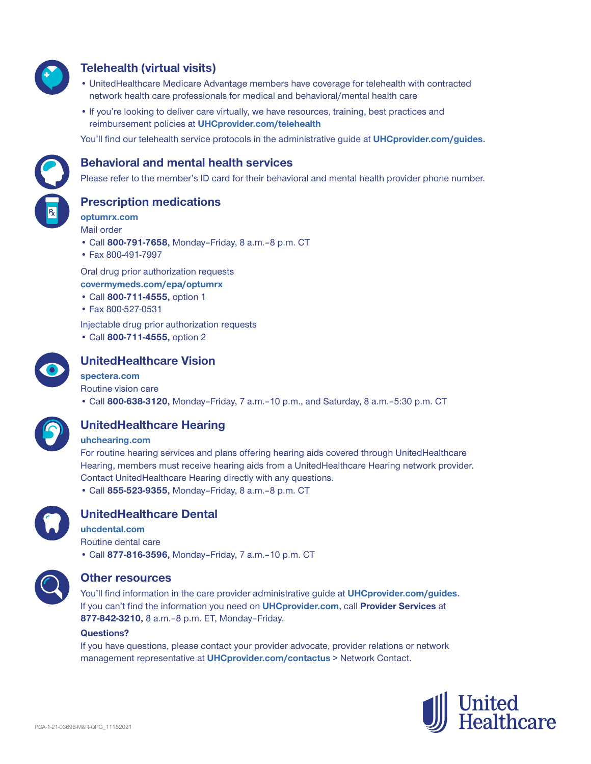## Telehealth (virtual visits)

- UnitedHealthcare Medicare Advantage members have coverage for telehealth with contracted network health care professionals for medical and behavioral/mental health care
- If you're looking to deliver care virtually, we have resources, training, best practices and reimbursement policies at **UHCprovider.com/telehealth**

You'll find our telehealth service protocols in the administrative guide at **UHCprovider.com/guides.**

## Behavioral and mental health services

Please refer to the member's ID card for their behavioral and mental health provider phone number.

## Prescription medications

**optumrx.com**

Mail order

- Call **800-791-7658,** Monday–Friday, 8 a.m.–8 p.m. CT
- Fax 800-491-7997

Oral drug prior authorization requests

**covermymeds.com/epa/optumrx**

- Call **800-711-4555,** option 1
- Fax 800-527-0531

Injectable drug prior authorization requests

- Call **800-711-4555,** option 2

## UnitedHealthcare Vision

**spectera.com**

Routine vision care

- Call **800-638-3120,** Monday–Friday, 7 a.m.–10 p.m., and Saturday, 8 a.m.–5:30 p.m. CT

## UnitedHealthcare Hearing

**uhchearing.com**

For routine hearing services and plans offering hearing aids covered through UnitedHealthcare Hearing, members must receive hearing aids from a UnitedHealthcare Hearing network provider. Contact UnitedHealthcare Hearing directly with any questions.

- Call **855-523-9355,** Monday–Friday, 8 a.m.–8 p.m. CT

## UnitedHealthcare Dental

**uhcdental.com**

Routine dental care

- Call **877-816-3596,** Monday–Friday, 7 a.m.–10 p.m. CT

## Other resources

You'll find information in the care provider administrative guide at **UHCprovider.com/guides.** If you can't find the information you need on **UHCprovider.com**, call **Provider Services** at **877-842-3210,** 8 a.m.–8 p.m. ET, Monday–Friday.

**Questions?**

If you have questions, please contact your provider advocate, provider relations or network management representative at **UHCprovider.com/contactus** > Network Contact.

PCA-1-21-03698-M&R-QRG_11182021

United Healthcare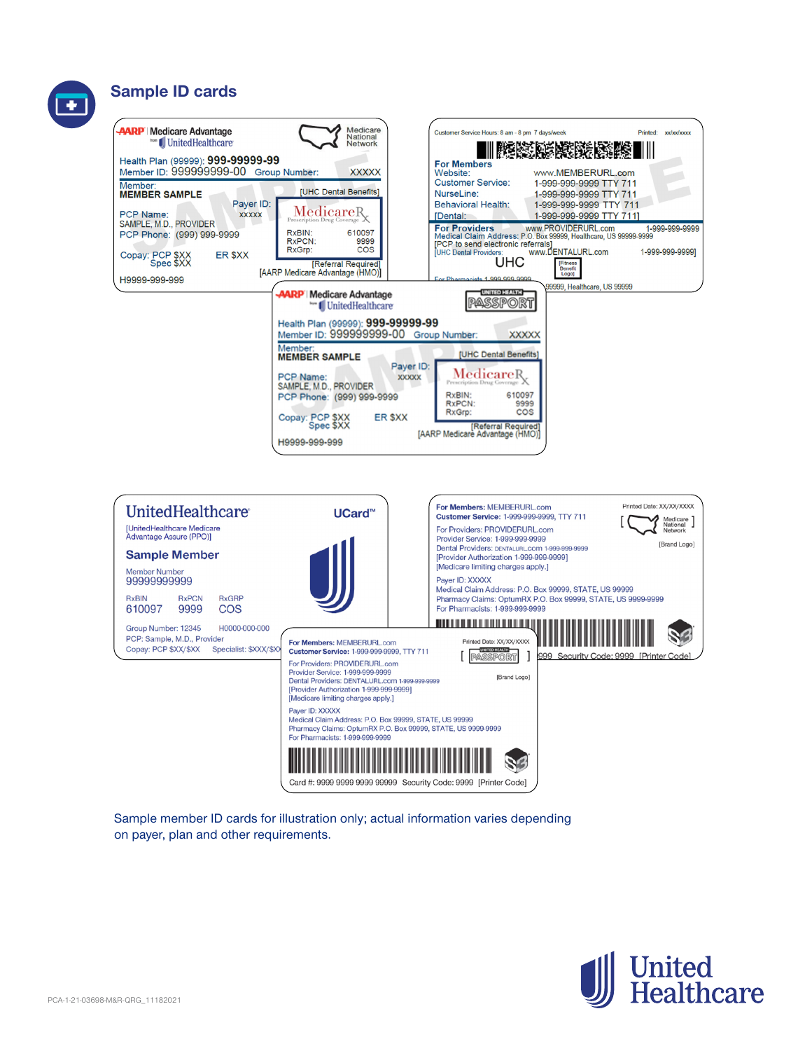## Sample ID cards

AARP | Medicare Advantage
from UnitedHealthcare

Medicare National Network

Health Plan (99999): 999-99999-99
Member ID: 999999999-00 Group Number: XXXXX

Member:
**MEMBER SAMPLE**

[UHC Dental Benefits]

Payer ID: XXXXX

PCP Name: SAMPLE, M.D., PROVIDER
PCP Phone: (999) 999-9999

MedicareRx
Prescription Drug Coverage

RxBIN: 610097
RxPCN: 9999
RxGrp: COS

Copay: PCP $XX Spec $XX ER $XX

[Referral Required]
[AARP Medicare Advantage (HMO)]

H9999-999-999

---

Customer Service Hours: 8 am - 8 pm 7 days/week Printed: xx/xx/xxxx

**For Members**
Website: www.MEMBERURL.com
Customer Service: 1-999-999-9999 TTY 711
NurseLine: 1-999-999-9999 TTY 711
Behavioral Health: 1-999-999-9999 TTY 711
[Dental: 1-999-999-9999 TTY 711]

**For Providers** www.PROVIDERURL.com 1-999-999-9999
Medical Claim Address: P.O. Box 99999, Healthcare, US 99999-9999
[PCP to send electronic referrals]
[UHC Dental Providers: www.DENTALURL.com 1-999-999-9999]

UHC [Fitness Benefit Logo]

For Pharmacists 1-999-999-9999 ... 99999, Healthcare, US 99999

---

AARP | Medicare Advantage
from UnitedHealthcare

UNITED HEALTH PASSPORT

Health Plan (99999): 999-99999-99
Member ID: 999999999-00 Group Number: XXXXX

Member:
**MEMBER SAMPLE**

[UHC Dental Benefits]

Payer ID: XXXXX

PCP Name: SAMPLE, M.D., PROVIDER
PCP Phone: (999) 999-9999

MedicareRx
Prescription Drug Coverage

RxBIN: 610097
RxPCN: 9999
RxGrp: COS

Copay: PCP $XX Spec $XX ER $XX

[Referral Required]
[AARP Medicare Advantage (HMO)]

H9999-999-999

---

UnitedHealthcare UCard™

[UnitedHealthcare Medicare Advantage Assure (PPO)]

**Sample Member**

Member Number
99999999999

RxBIN 610097 RxPCN 9999 RxGRP COS

Group Number: 12345 H0000-000-000
PCP: Sample, M.D., Provider
Copay: PCP $XX/$XX Specialist: $XXX/$XX

---

**For Members:** MEMBERURL.com Printed Date: XX/XX/XXXX
**Customer Service:** 1-999-999-9999, TTY 711

[Medicare National Network]

For Providers: PROVIDERURL.com
Provider Service: 1-999-999-9999
Dental Providers: DENTALURL.com 1-999-999-9999
[Provider Authorization 1-999-999-9999]
[Medicare limiting charges apply.]

[Brand Logo]

Payer ID: XXXXX
Medical Claim Address: P.O. Box 99999, STATE, US 99999
Pharmacy Claims: OptumRX P.O. Box 99999, STATE, US 9999-9999
For Pharmacists: 1-999-999-9999

...999 Security Code: 9999 [Printer Code]

---

**For Members:** MEMBERURL.com Printed Date: XX/XX/XXXX
**Customer Service:** 1-999-999-9999, TTY 711

[UNITED HEALTH PASSPORT]

For Providers: PROVIDERURL.com
Provider Service: 1-999-999-9999
Dental Providers: DENTALURL.com 1-999-999-9999
[Provider Authorization 1-999-999-9999]
[Medicare limiting charges apply.]

[Brand Logo]

Payer ID: XXXXX
Medical Claim Address: P.O. Box 99999, STATE, US 99999
Pharmacy Claims: OptumRX P.O. Box 99999, STATE, US 9999-9999
For Pharmacists: 1-999-999-9999

Card #: 9999 9999 9999 99999 Security Code: 9999 [Printer Code]

---

Sample member ID cards for illustration only; actual information varies depending on payer, plan and other requirements.

United Healthcare

PCA-1-21-03698-M&R-QRG_11182021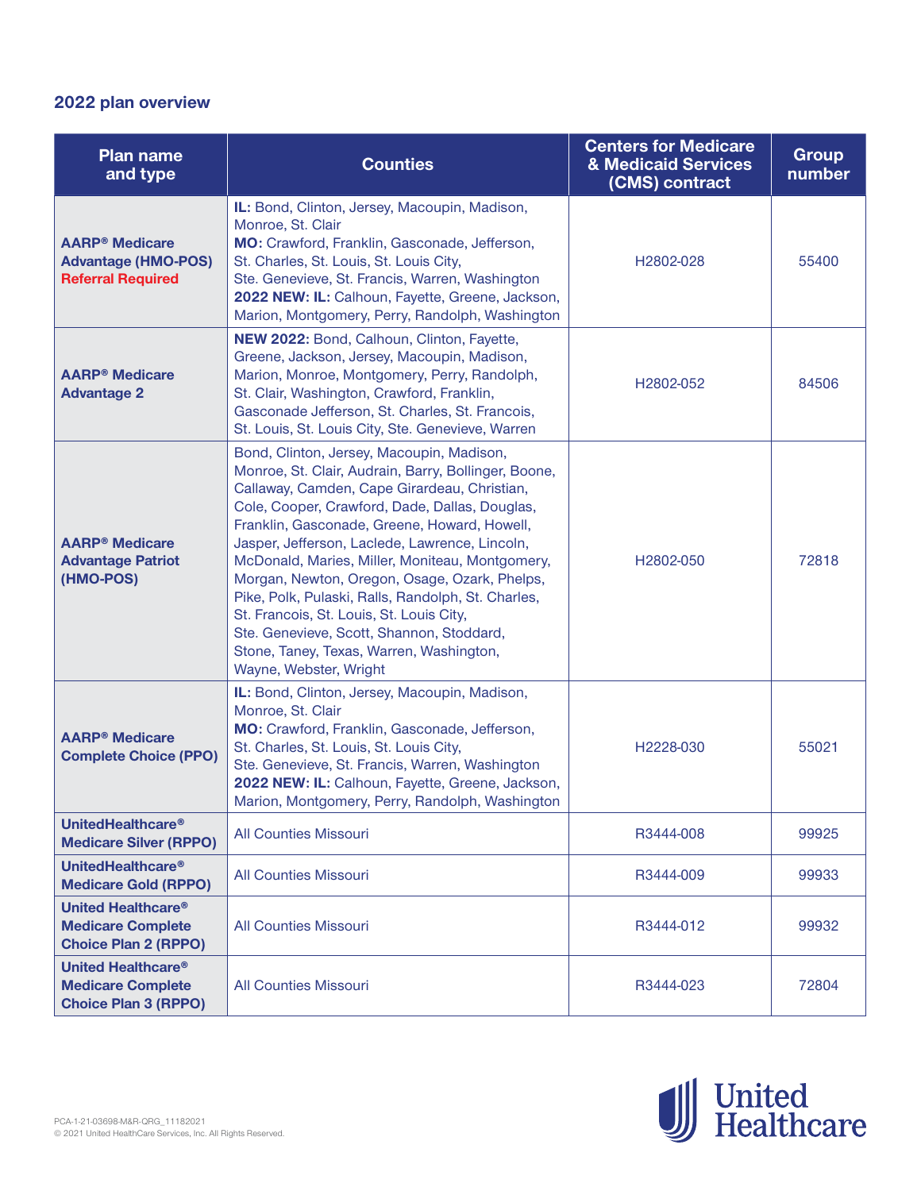## 2022 plan overview

| Plan name and type | Counties | Centers for Medicare & Medicaid Services (CMS) contract | Group number |
|---|---|---|---|
| **AARP® Medicare Advantage (HMO-POS)** **Referral Required** | **IL:** Bond, Clinton, Jersey, Macoupin, Madison, Monroe, St. Clair **MO:** Crawford, Franklin, Gasconade, Jefferson, St. Charles, St. Louis, St. Louis City, Ste. Genevieve, St. Francis, Warren, Washington **2022 NEW: IL:** Calhoun, Fayette, Greene, Jackson, Marion, Montgomery, Perry, Randolph, Washington | H2802-028 | 55400 |
| **AARP® Medicare Advantage 2** | **NEW 2022:** Bond, Calhoun, Clinton, Fayette, Greene, Jackson, Jersey, Macoupin, Madison, Marion, Monroe, Montgomery, Perry, Randolph, St. Clair, Washington, Crawford, Franklin, Gasconade Jefferson, St. Charles, St. Francois, St. Louis, St. Louis City, Ste. Genevieve, Warren | H2802-052 | 84506 |
| **AARP® Medicare Advantage Patriot (HMO-POS)** | Bond, Clinton, Jersey, Macoupin, Madison, Monroe, St. Clair, Audrain, Barry, Bollinger, Boone, Callaway, Camden, Cape Girardeau, Christian, Cole, Cooper, Crawford, Dade, Dallas, Douglas, Franklin, Gasconade, Greene, Howard, Howell, Jasper, Jefferson, Laclede, Lawrence, Lincoln, McDonald, Maries, Miller, Moniteau, Montgomery, Morgan, Newton, Oregon, Osage, Ozark, Phelps, Pike, Polk, Pulaski, Ralls, Randolph, St. Charles, St. Francois, St. Louis, St. Louis City, Ste. Genevieve, Scott, Shannon, Stoddard, Stone, Taney, Texas, Warren, Washington, Wayne, Webster, Wright | H2802-050 | 72818 |
| **AARP® Medicare Complete Choice (PPO)** | **IL:** Bond, Clinton, Jersey, Macoupin, Madison, Monroe, St. Clair **MO:** Crawford, Franklin, Gasconade, Jefferson, St. Charles, St. Louis, St. Louis City, Ste. Genevieve, St. Francis, Warren, Washington **2022 NEW: IL:** Calhoun, Fayette, Greene, Jackson, Marion, Montgomery, Perry, Randolph, Washington | H2228-030 | 55021 |
| **UnitedHealthcare® Medicare Silver (RPPO)** | All Counties Missouri | R3444-008 | 99925 |
| **UnitedHealthcare® Medicare Gold (RPPO)** | All Counties Missouri | R3444-009 | 99933 |
| **United Healthcare® Medicare Complete Choice Plan 2 (RPPO)** | All Counties Missouri | R3444-012 | 99932 |
| **United Healthcare® Medicare Complete Choice Plan 3 (RPPO)** | All Counties Missouri | R3444-023 | 72804 |

PCA-1-21-03698-M&R-QRG_11182021
© 2021 United HealthCare Services, Inc. All Rights Reserved.

United Healthcare